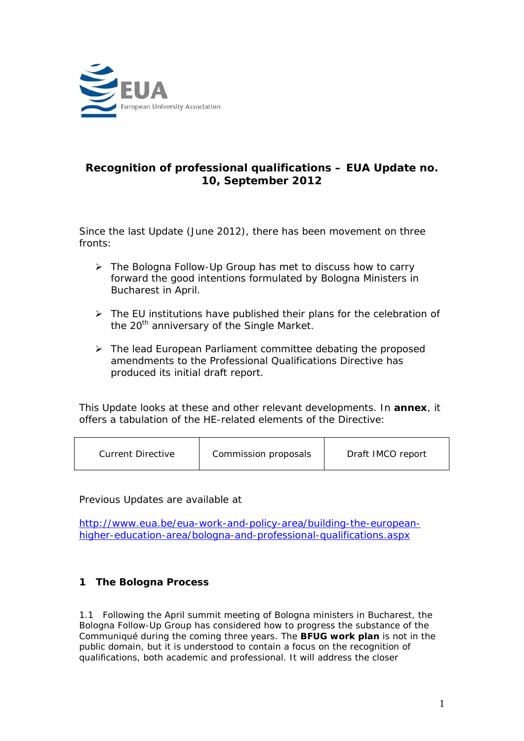EUA
European University Association

# Recognition of professional qualifications – EUA Update no. 10, September 2012

Since the last Update (June 2012), there has been movement on three fronts:

- The Bologna Follow-Up Group has met to discuss how to carry forward the good intentions formulated by Bologna Ministers in Bucharest in April.
- The EU institutions have published their plans for the celebration of the 20th anniversary of the Single Market.
- The lead European Parliament committee debating the proposed amendments to the Professional Qualifications Directive has produced its initial draft report.

This Update looks at these and other relevant developments. In **annex**, it offers a tabulation of the HE-related elements of the Directive:

| Current Directive | Commission proposals | Draft IMCO report |
|---|---|---|

Previous Updates are available at

[http://www.eua.be/eua-work-and-policy-area/building-the-european-higher-education-area/bologna-and-professional-qualifications.aspx](http://www.eua.be/eua-work-and-policy-area/building-the-european-higher-education-area/bologna-and-professional-qualifications.aspx)

## 1 The Bologna Process

1.1 Following the April summit meeting of Bologna ministers in Bucharest, the Bologna Follow-Up Group has considered how to progress the substance of the Communiqué during the coming three years. The **BFUG work plan** is not in the public domain, but it is understood to contain a focus on the recognition of qualifications, both academic and professional. It will address the closer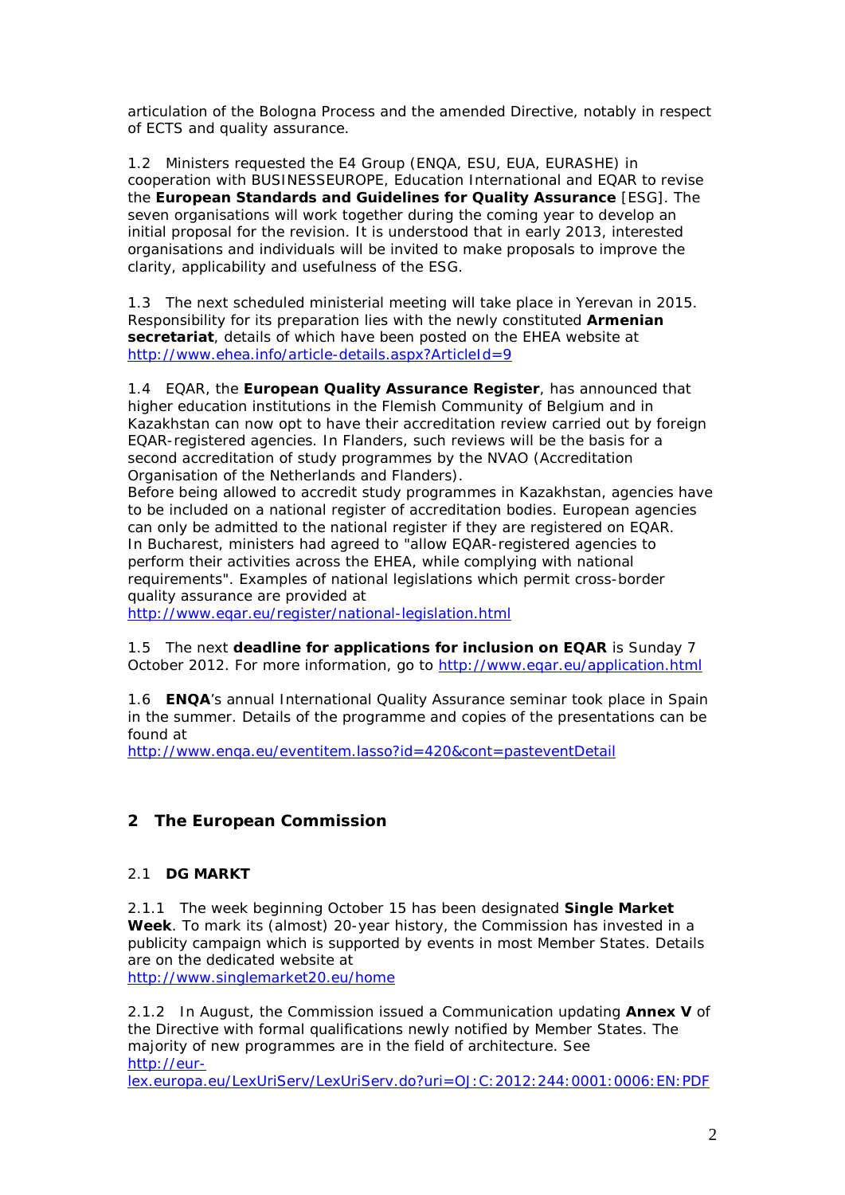articulation of the Bologna Process and the amended Directive, notably in respect of ECTS and quality assurance.

1.2 Ministers requested the E4 Group (ENQA, ESU, EUA, EURASHE) in cooperation with BUSINESSEUROPE, Education International and EQAR to revise the **European Standards and Guidelines for Quality Assurance** [ESG]. The seven organisations will work together during the coming year to develop an initial proposal for the revision. It is understood that in early 2013, interested organisations and individuals will be invited to make proposals to improve the clarity, applicability and usefulness of the ESG.

1.3 The next scheduled ministerial meeting will take place in Yerevan in 2015. Responsibility for its preparation lies with the newly constituted **Armenian secretariat**, details of which have been posted on the EHEA website at http://www.ehea.info/article-details.aspx?ArticleId=9

1.4 EQAR, the **European Quality Assurance Register**, has announced that higher education institutions in the Flemish Community of Belgium and in Kazakhstan can now opt to have their accreditation review carried out by foreign EQAR-registered agencies. In Flanders, such reviews will be the basis for a second accreditation of study programmes by the NVAO (Accreditation Organisation of the Netherlands and Flanders).
Before being allowed to accredit study programmes in Kazakhstan, agencies have to be included on a national register of accreditation bodies. European agencies can only be admitted to the national register if they are registered on EQAR.
In Bucharest, ministers had agreed to "allow EQAR-registered agencies to perform their activities across the EHEA, while complying with national requirements". Examples of national legislations which permit cross-border quality assurance are provided at
http://www.eqar.eu/register/national-legislation.html

1.5 The next **deadline for applications for inclusion on EQAR** is Sunday 7 October 2012. For more information, go to http://www.eqar.eu/application.html

1.6 **ENQA**'s annual International Quality Assurance seminar took place in Spain in the summer. Details of the programme and copies of the presentations can be found at
http://www.enqa.eu/eventitem.lasso?id=420&cont=pasteventDetail

## 2 The European Commission

### 2.1 DG MARKT

2.1.1 The week beginning October 15 has been designated **Single Market Week**. To mark its (almost) 20-year history, the Commission has invested in a publicity campaign which is supported by events in most Member States. Details are on the dedicated website at
http://www.singlemarket20.eu/home

2.1.2 In August, the Commission issued a Communication updating **Annex V** of the Directive with formal qualifications newly notified by Member States. The majority of new programmes are in the field of architecture. See
http://eur-lex.europa.eu/LexUriServ/LexUriServ.do?uri=OJ:C:2012:244:0001:0006:EN:PDF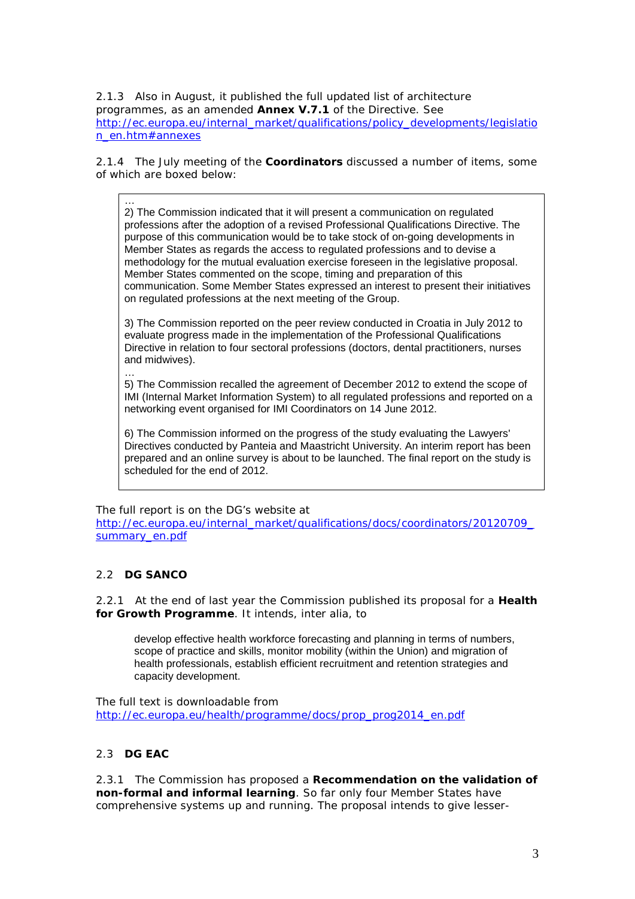2.1.3 Also in August, it published the full updated list of architecture programmes, as an amended **Annex V.7.1** of the Directive. See http://ec.europa.eu/internal_market/qualifications/policy_developments/legislation_en.htm#annexes

2.1.4 The July meeting of the **Coordinators** discussed a number of items, some of which are boxed below:

> …
>
> 2) The Commission indicated that it will present a communication on regulated professions after the adoption of a revised Professional Qualifications Directive. The purpose of this communication would be to take stock of on-going developments in Member States as regards the access to regulated professions and to devise a methodology for the mutual evaluation exercise foreseen in the legislative proposal. Member States commented on the scope, timing and preparation of this communication. Some Member States expressed an interest to present their initiatives on regulated professions at the next meeting of the Group.
>
> 3) The Commission reported on the peer review conducted in Croatia in July 2012 to evaluate progress made in the implementation of the Professional Qualifications Directive in relation to four sectoral professions (doctors, dental practitioners, nurses and midwives).
>
> …
>
> 5) The Commission recalled the agreement of December 2012 to extend the scope of IMI (Internal Market Information System) to all regulated professions and reported on a networking event organised for IMI Coordinators on 14 June 2012.
>
> 6) The Commission informed on the progress of the study evaluating the Lawyers' Directives conducted by Panteia and Maastricht University. An interim report has been prepared and an online survey is about to be launched. The final report on the study is scheduled for the end of 2012.

The full report is on the DG's website at http://ec.europa.eu/internal_market/qualifications/docs/coordinators/20120709_summary_en.pdf

## 2.2 DG SANCO

2.2.1 At the end of last year the Commission published its proposal for a **Health for Growth Programme**. It intends, inter alia, to

> develop effective health workforce forecasting and planning in terms of numbers, scope of practice and skills, monitor mobility (within the Union) and migration of health professionals, establish efficient recruitment and retention strategies and capacity development.

The full text is downloadable from http://ec.europa.eu/health/programme/docs/prop_prog2014_en.pdf

## 2.3 DG EAC

2.3.1 The Commission has proposed a **Recommendation on the validation of non-formal and informal learning**. So far only four Member States have comprehensive systems up and running. The proposal intends to give lesser-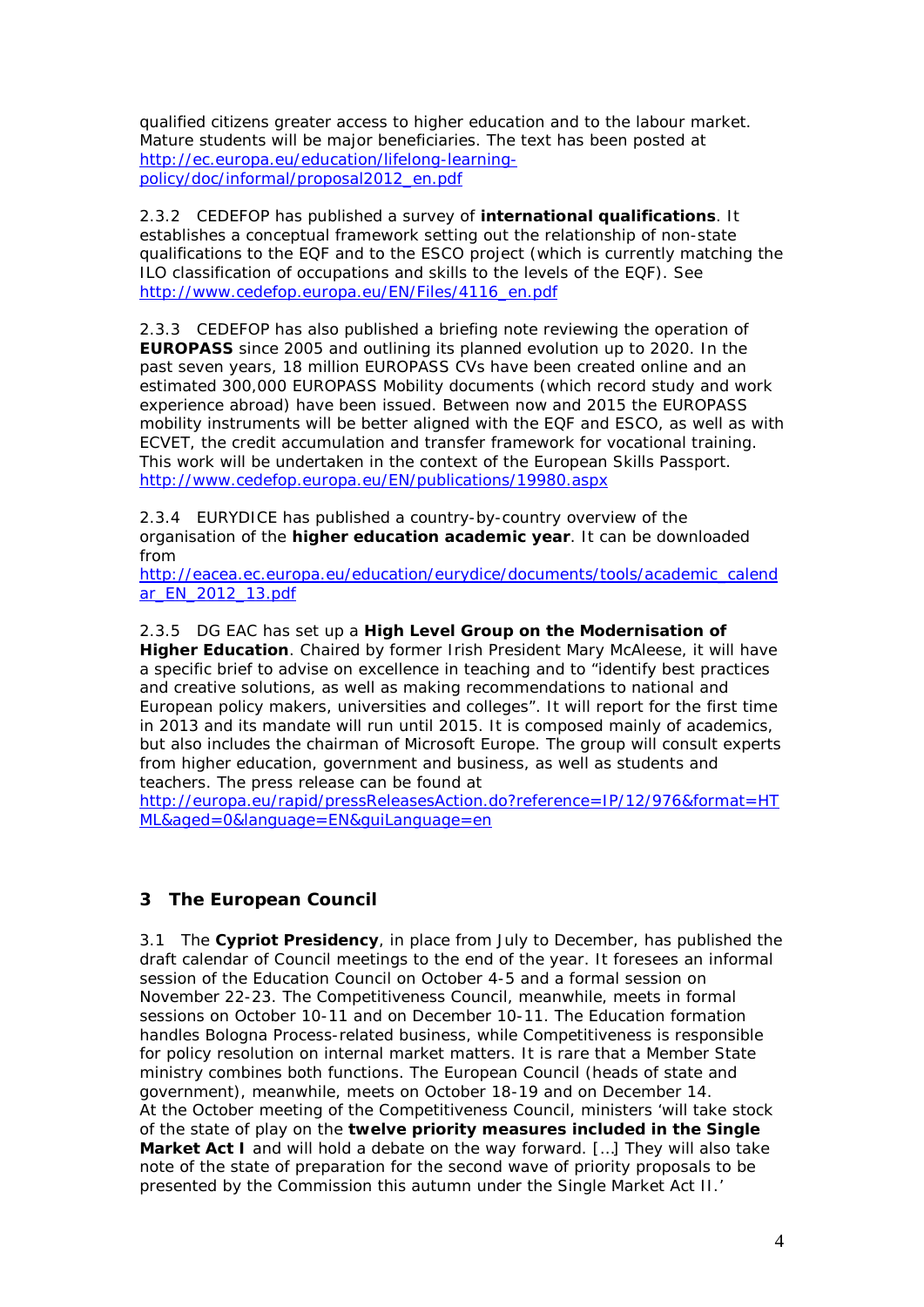qualified citizens greater access to higher education and to the labour market. Mature students will be major beneficiaries. The text has been posted at http://ec.europa.eu/education/lifelong-learning-policy/doc/informal/proposal2012_en.pdf

2.3.2 CEDEFOP has published a survey of **international qualifications**. It establishes a conceptual framework setting out the relationship of non-state qualifications to the EQF and to the ESCO project (which is currently matching the ILO classification of occupations and skills to the levels of the EQF). See http://www.cedefop.europa.eu/EN/Files/4116_en.pdf

2.3.3 CEDEFOP has also published a briefing note reviewing the operation of **EUROPASS** since 2005 and outlining its planned evolution up to 2020. In the past seven years, 18 million EUROPASS CVs have been created online and an estimated 300,000 EUROPASS Mobility documents (which record study and work experience abroad) have been issued. Between now and 2015 the EUROPASS mobility instruments will be better aligned with the EQF and ESCO, as well as with ECVET, the credit accumulation and transfer framework for vocational training. This work will be undertaken in the context of the European Skills Passport. http://www.cedefop.europa.eu/EN/publications/19980.aspx

2.3.4 EURYDICE has published a country-by-country overview of the organisation of the **higher education academic year**. It can be downloaded from http://eacea.ec.europa.eu/education/eurydice/documents/tools/academic_calendar_EN_2012_13.pdf

2.3.5 DG EAC has set up a **High Level Group on the Modernisation of Higher Education**. Chaired by former Irish President Mary McAleese, it will have a specific brief to advise on excellence in teaching and to "identify best practices and creative solutions, as well as making recommendations to national and European policy makers, universities and colleges". It will report for the first time in 2013 and its mandate will run until 2015. It is composed mainly of academics, but also includes the chairman of Microsoft Europe. The group will consult experts from higher education, government and business, as well as students and teachers. The press release can be found at http://europa.eu/rapid/pressReleasesAction.do?reference=IP/12/976&format=HTML&aged=0&language=EN&guiLanguage=en

## 3 The European Council

3.1 The **Cypriot Presidency**, in place from July to December, has published the draft calendar of Council meetings to the end of the year. It foresees an informal session of the Education Council on October 4-5 and a formal session on November 22-23. The Competitiveness Council, meanwhile, meets in formal sessions on October 10-11 and on December 10-11. The Education formation handles Bologna Process-related business, while Competitiveness is responsible for policy resolution on internal market matters. It is rare that a Member State ministry combines both functions. The European Council (heads of state and government), meanwhile, meets on October 18-19 and on December 14.
At the October meeting of the Competitiveness Council, ministers 'will take stock of the state of play on the **twelve priority measures included in the Single Market Act I** and will hold a debate on the way forward. […] They will also take note of the state of preparation for the second wave of priority proposals to be presented by the Commission this autumn under the Single Market Act II.'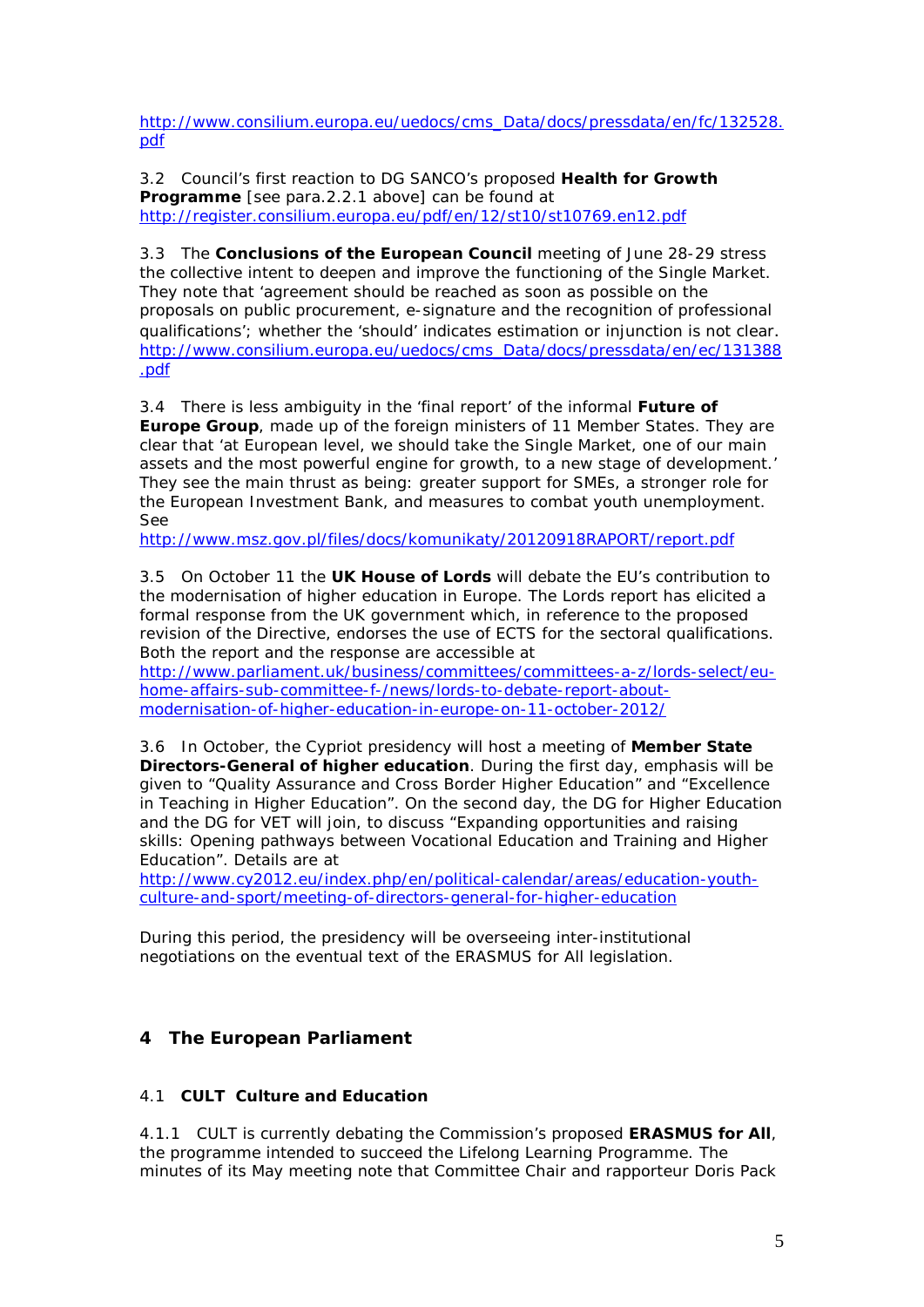http://www.consilium.europa.eu/uedocs/cms_Data/docs/pressdata/en/fc/132528.pdf

3.2 Council's first reaction to DG SANCO's proposed **Health for Growth Programme** [see para.2.2.1 above] can be found at http://register.consilium.europa.eu/pdf/en/12/st10/st10769.en12.pdf

3.3 The **Conclusions of the European Council** meeting of June 28-29 stress the collective intent to deepen and improve the functioning of the Single Market. They note that 'agreement should be reached as soon as possible on the proposals on public procurement, e-signature and the recognition of professional qualifications'; whether the 'should' indicates estimation or injunction is not clear. http://www.consilium.europa.eu/uedocs/cms_Data/docs/pressdata/en/ec/131388.pdf

3.4 There is less ambiguity in the 'final report' of the informal **Future of Europe Group**, made up of the foreign ministers of 11 Member States. They are clear that 'at European level, we should take the Single Market, one of our main assets and the most powerful engine for growth, to a new stage of development.' They see the main thrust as being: greater support for SMEs, a stronger role for the European Investment Bank, and measures to combat youth unemployment. See
http://www.msz.gov.pl/files/docs/komunikaty/20120918RAPORT/report.pdf

3.5 On October 11 the **UK House of Lords** will debate the EU's contribution to the modernisation of higher education in Europe. The Lords report has elicited a formal response from the UK government which, in reference to the proposed revision of the Directive, endorses the use of ECTS for the sectoral qualifications. Both the report and the response are accessible at
http://www.parliament.uk/business/committees/committees-a-z/lords-select/eu-home-affairs-sub-committee-f-/news/lords-to-debate-report-about-modernisation-of-higher-education-in-europe-on-11-october-2012/

3.6 In October, the Cypriot presidency will host a meeting of **Member State Directors-General of higher education**. During the first day, emphasis will be given to "Quality Assurance and Cross Border Higher Education" and "Excellence in Teaching in Higher Education". On the second day, the DG for Higher Education and the DG for VET will join, to discuss "Expanding opportunities and raising skills: Opening pathways between Vocational Education and Training and Higher Education". Details are at
http://www.cy2012.eu/index.php/en/political-calendar/areas/education-youth-culture-and-sport/meeting-of-directors-general-for-higher-education

During this period, the presidency will be overseeing inter-institutional negotiations on the eventual text of the ERASMUS for All legislation.

## 4 The European Parliament

### 4.1 CULT Culture and Education

4.1.1 CULT is currently debating the Commission's proposed **ERASMUS for All**, the programme intended to succeed the Lifelong Learning Programme. The minutes of its May meeting note that Committee Chair and rapporteur Doris Pack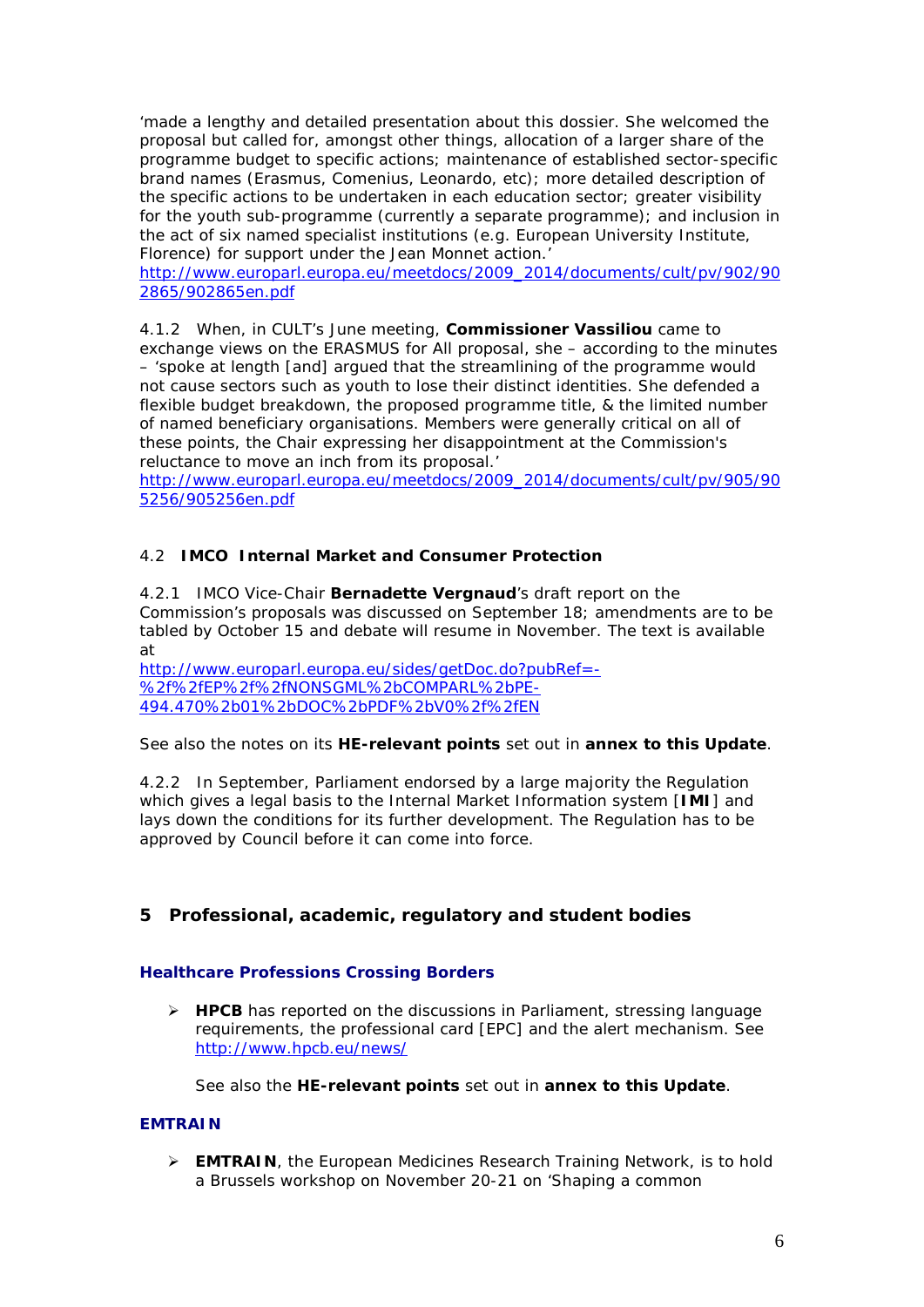'made a lengthy and detailed presentation about this dossier. She welcomed the proposal but called for, amongst other things, allocation of a larger share of the programme budget to specific actions; maintenance of established sector-specific brand names (Erasmus, Comenius, Leonardo, etc); more detailed description of the specific actions to be undertaken in each education sector; greater visibility for the youth sub-programme (currently a separate programme); and inclusion in the act of six named specialist institutions (e.g. European University Institute, Florence) for support under the Jean Monnet action.'
http://www.europarl.europa.eu/meetdocs/2009_2014/documents/cult/pv/902/902865/902865en.pdf

4.1.2 When, in CULT's June meeting, **Commissioner Vassiliou** came to exchange views on the ERASMUS for All proposal, she – according to the minutes – 'spoke at length [and] argued that the streamlining of the programme would not cause sectors such as youth to lose their distinct identities. She defended a flexible budget breakdown, the proposed programme title, & the limited number of named beneficiary organisations. Members were generally critical on all of these points, the Chair expressing her disappointment at the Commission's reluctance to move an inch from its proposal.'
http://www.europarl.europa.eu/meetdocs/2009_2014/documents/cult/pv/905/905256/905256en.pdf

### 4.2 IMCO Internal Market and Consumer Protection

4.2.1 IMCO Vice-Chair **Bernadette Vergnaud**'s draft report on the Commission's proposals was discussed on September 18; amendments are to be tabled by October 15 and debate will resume in November. The text is available at
http://www.europarl.europa.eu/sides/getDoc.do?pubRef=-%2f%2fEP%2f%2fNONSGML%2bCOMPARL%2bPE-494.470%2b01%2bDOC%2bPDF%2bV0%2f%2fEN

See also the notes on its **HE-relevant points** set out in **annex to this Update**.

4.2.2 In September, Parliament endorsed by a large majority the Regulation which gives a legal basis to the Internal Market Information system [**IMI**] and lays down the conditions for its further development. The Regulation has to be approved by Council before it can come into force.

## 5 Professional, academic, regulatory and student bodies

#### Healthcare Professions Crossing Borders

- **HPCB** has reported on the discussions in Parliament, stressing language requirements, the professional card [EPC] and the alert mechanism. See http://www.hpcb.eu/news/

  See also the **HE-relevant points** set out in **annex to this Update**.

#### EMTRAIN

- **EMTRAIN**, the European Medicines Research Training Network, is to hold a Brussels workshop on November 20-21 on 'Shaping a common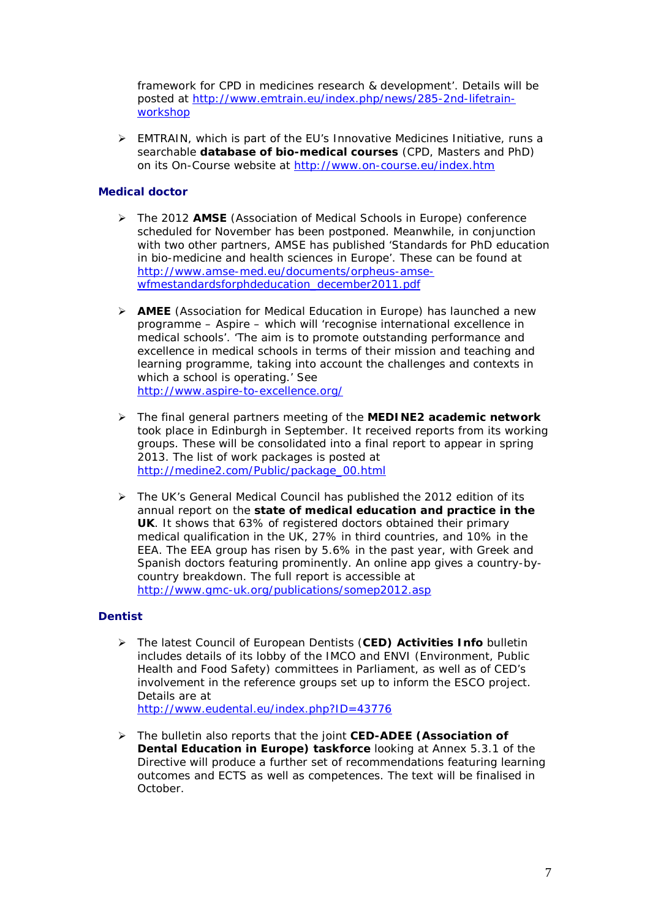framework for CPD in medicines research & development'. Details will be posted at [http://www.emtrain.eu/index.php/news/285-2nd-lifetrain-workshop](http://www.emtrain.eu/index.php/news/285-2nd-lifetrain-workshop)

- EMTRAIN, which is part of the EU's Innovative Medicines Initiative, runs a searchable **database of bio-medical courses** (CPD, Masters and PhD) on its On-Course website at [http://www.on-course.eu/index.htm](http://www.on-course.eu/index.htm)

### Medical doctor

- The 2012 **AMSE** (Association of Medical Schools in Europe) conference scheduled for November has been postponed. Meanwhile, in conjunction with two other partners, AMSE has published 'Standards for PhD education in bio-medicine and health sciences in Europe'. These can be found at [http://www.amse-med.eu/documents/orpheus-amse-wfmestandardsforphdeducation_december2011.pdf](http://www.amse-med.eu/documents/orpheus-amse-wfmestandardsforphdeducation_december2011.pdf)

- **AMEE** (Association for Medical Education in Europe) has launched a new programme – Aspire – which will 'recognise international excellence in medical schools'. 'The aim is to promote outstanding performance and excellence in medical schools in terms of their mission and teaching and learning programme, taking into account the challenges and contexts in which a school is operating.' See [http://www.aspire-to-excellence.org/](http://www.aspire-to-excellence.org/)

- The final general partners meeting of the **MEDINE2 academic network** took place in Edinburgh in September. It received reports from its working groups. These will be consolidated into a final report to appear in spring 2013. The list of work packages is posted at [http://medine2.com/Public/package_00.html](http://medine2.com/Public/package_00.html)

- The UK's General Medical Council has published the 2012 edition of its annual report on the **state of medical education and practice in the UK**. It shows that 63% of registered doctors obtained their primary medical qualification in the UK, 27% in third countries, and 10% in the EEA. The EEA group has risen by 5.6% in the past year, with Greek and Spanish doctors featuring prominently. An online app gives a country-by-country breakdown. The full report is accessible at [http://www.gmc-uk.org/publications/somep2012.asp](http://www.gmc-uk.org/publications/somep2012.asp)

### Dentist

- The latest Council of European Dentists (**CED) Activities Info** bulletin includes details of its lobby of the IMCO and ENVI (Environment, Public Health and Food Safety) committees in Parliament, as well as of CED's involvement in the reference groups set up to inform the ESCO project. Details are at [http://www.eudental.eu/index.php?ID=43776](http://www.eudental.eu/index.php?ID=43776)

- The bulletin also reports that the joint **CED-ADEE (Association of Dental Education in Europe) taskforce** looking at Annex 5.3.1 of the Directive will produce a further set of recommendations featuring learning outcomes and ECTS as well as competences. The text will be finalised in October.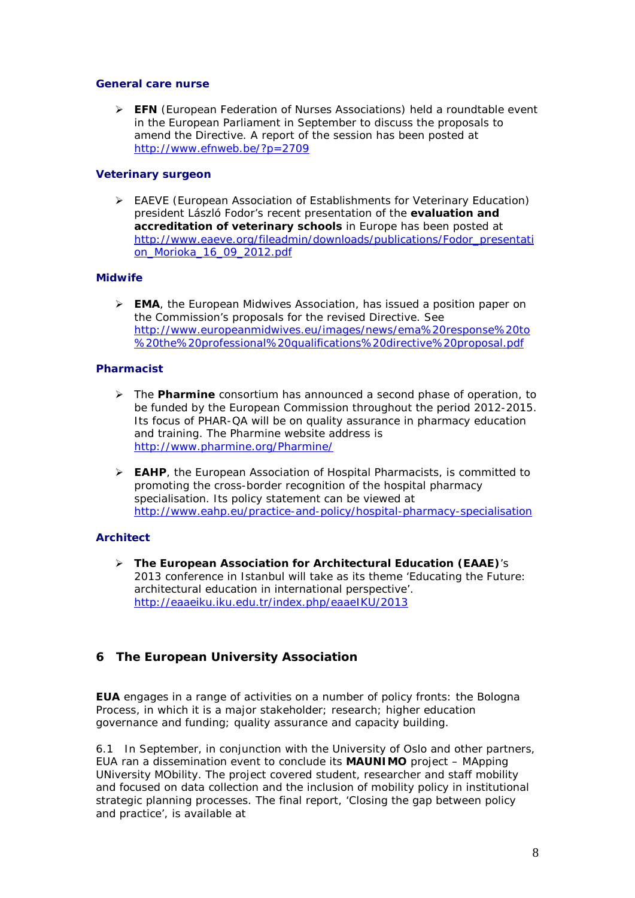### General care nurse

- **EFN** (European Federation of Nurses Associations) held a roundtable event in the European Parliament in September to discuss the proposals to amend the Directive. A report of the session has been posted at http://www.efnweb.be/?p=2709

### Veterinary surgeon

- EAEVE (European Association of Establishments for Veterinary Education) president László Fodor's recent presentation of the **evaluation and accreditation of veterinary schools** in Europe has been posted at http://www.eaeve.org/fileadmin/downloads/publications/Fodor_presentation_Morioka_16_09_2012.pdf

### Midwife

- **EMA**, the European Midwives Association, has issued a position paper on the Commission's proposals for the revised Directive. See http://www.europeanmidwives.eu/images/news/ema%20response%20to%20the%20professional%20qualifications%20directive%20proposal.pdf

### Pharmacist

- The **Pharmine** consortium has announced a second phase of operation, to be funded by the European Commission throughout the period 2012-2015. Its focus of PHAR-QA will be on quality assurance in pharmacy education and training. The Pharmine website address is http://www.pharmine.org/Pharmine/

- **EAHP**, the European Association of Hospital Pharmacists, is committed to promoting the cross-border recognition of the hospital pharmacy specialisation. Its policy statement can be viewed at http://www.eahp.eu/practice-and-policy/hospital-pharmacy-specialisation

### Architect

- **The European Association for Architectural Education (EAAE)**'s 2013 conference in Istanbul will take as its theme 'Educating the Future: architectural education in international perspective'. http://eaaeiku.iku.edu.tr/index.php/eaaeIKU/2013

## 6 The European University Association

**EUA** engages in a range of activities on a number of policy fronts: the Bologna Process, in which it is a major stakeholder; research; higher education governance and funding; quality assurance and capacity building.

6.1 In September, in conjunction with the University of Oslo and other partners, EUA ran a dissemination event to conclude its **MAUNIMO** project – MApping UNiversity MObility. The project covered student, researcher and staff mobility and focused on data collection and the inclusion of mobility policy in institutional strategic planning processes. The final report, 'Closing the gap between policy and practice', is available at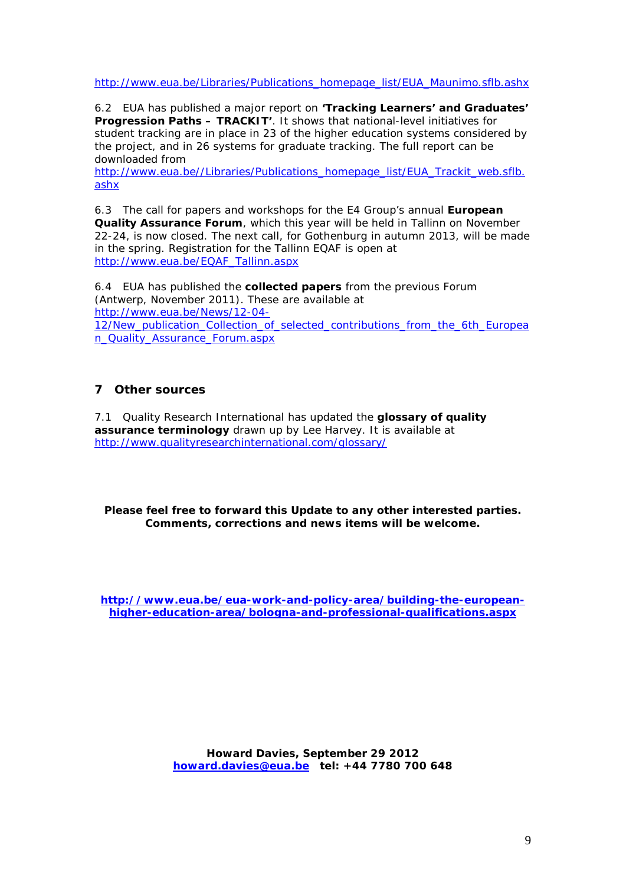http://www.eua.be/Libraries/Publications_homepage_list/EUA_Maunimo.sflb.ashx

6.2 EUA has published a major report on **'Tracking Learners' and Graduates' Progression Paths – TRACKIT'**. It shows that national-level initiatives for student tracking are in place in 23 of the higher education systems considered by the project, and in 26 systems for graduate tracking. The full report can be downloaded from http://www.eua.be//Libraries/Publications_homepage_list/EUA_Trackit_web.sflb.ashx

6.3 The call for papers and workshops for the E4 Group's annual **European Quality Assurance Forum**, which this year will be held in Tallinn on November 22-24, is now closed. The next call, for Gothenburg in autumn 2013, will be made in the spring. Registration for the Tallinn EQAF is open at http://www.eua.be/EQAF_Tallinn.aspx

6.4 EUA has published the **collected papers** from the previous Forum (Antwerp, November 2011). These are available at http://www.eua.be/News/12-04-12/New_publication_Collection_of_selected_contributions_from_the_6th_European_Quality_Assurance_Forum.aspx

## 7 Other sources

7.1 Quality Research International has updated the **glossary of quality assurance terminology** drawn up by Lee Harvey. It is available at http://www.qualityresearchinternational.com/glossary/

**Please feel free to forward this Update to any other interested parties. Comments, corrections and news items will be welcome.**

**http://www.eua.be/eua-work-and-policy-area/building-the-european-higher-education-area/bologna-and-professional-qualifications.aspx**

**Howard Davies, September 29 2012**
**howard.davies@eua.be tel: +44 7780 700 648**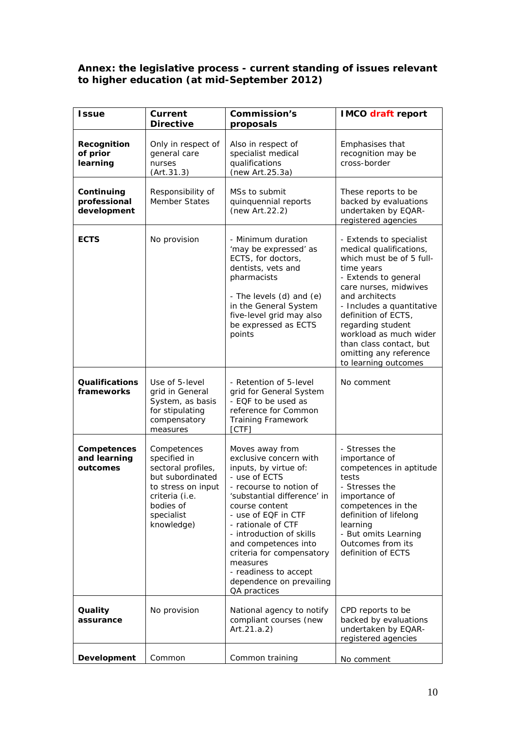**Annex: the legislative process - current standing of issues relevant to higher education (at mid-September 2012)**

| Issue | Current Directive | Commission's proposals | IMCO draft report |
|---|---|---|---|
| **Recognition of prior learning** | Only in respect of general care nurses (Art.31.3) | Also in respect of specialist medical qualifications (new Art.25.3a) | Emphasises that recognition may be cross-border |
| **Continuing professional development** | Responsibility of Member States | MSs to submit quinquennial reports (new Art.22.2) | These reports to be backed by evaluations undertaken by EQAR-registered agencies |
| **ECTS** | No provision | - Minimum duration 'may be expressed' as ECTS, for doctors, dentists, vets and pharmacists<br><br>- The levels (d) and (e) in the General System five-level grid may also be expressed as ECTS points | - Extends to specialist medical qualifications, which must be of 5 full-time years<br>- Extends to general care nurses, midwives and architects<br>- Includes a quantitative definition of ECTS, regarding student workload as much wider than class contact, but omitting any reference to learning outcomes |
| **Qualifications frameworks** | Use of 5-level grid in General System, as basis for stipulating compensatory measures | - Retention of 5-level grid for General System<br>- EQF to be used as reference for Common Training Framework [CTF] | No comment |
| **Competences and learning outcomes** | Competences specified in sectoral profiles, but subordinated to stress on input criteria (i.e. bodies of specialist knowledge) | Moves away from exclusive concern with inputs, by virtue of:<br>- use of ECTS<br>- recourse to notion of 'substantial difference' in course content<br>- use of EQF in CTF<br>- rationale of CTF<br>- introduction of skills and competences into criteria for compensatory measures<br>- readiness to accept dependence on prevailing QA practices | - Stresses the importance of competences in aptitude tests<br>- Stresses the importance of competences in the definition of lifelong learning<br>- But omits Learning Outcomes from its definition of ECTS |
| **Quality assurance** | No provision | National agency to notify compliant courses (new Art.21.a.2) | CPD reports to be backed by evaluations undertaken by EQAR-registered agencies |
| **Development** | Common | Common training | No comment |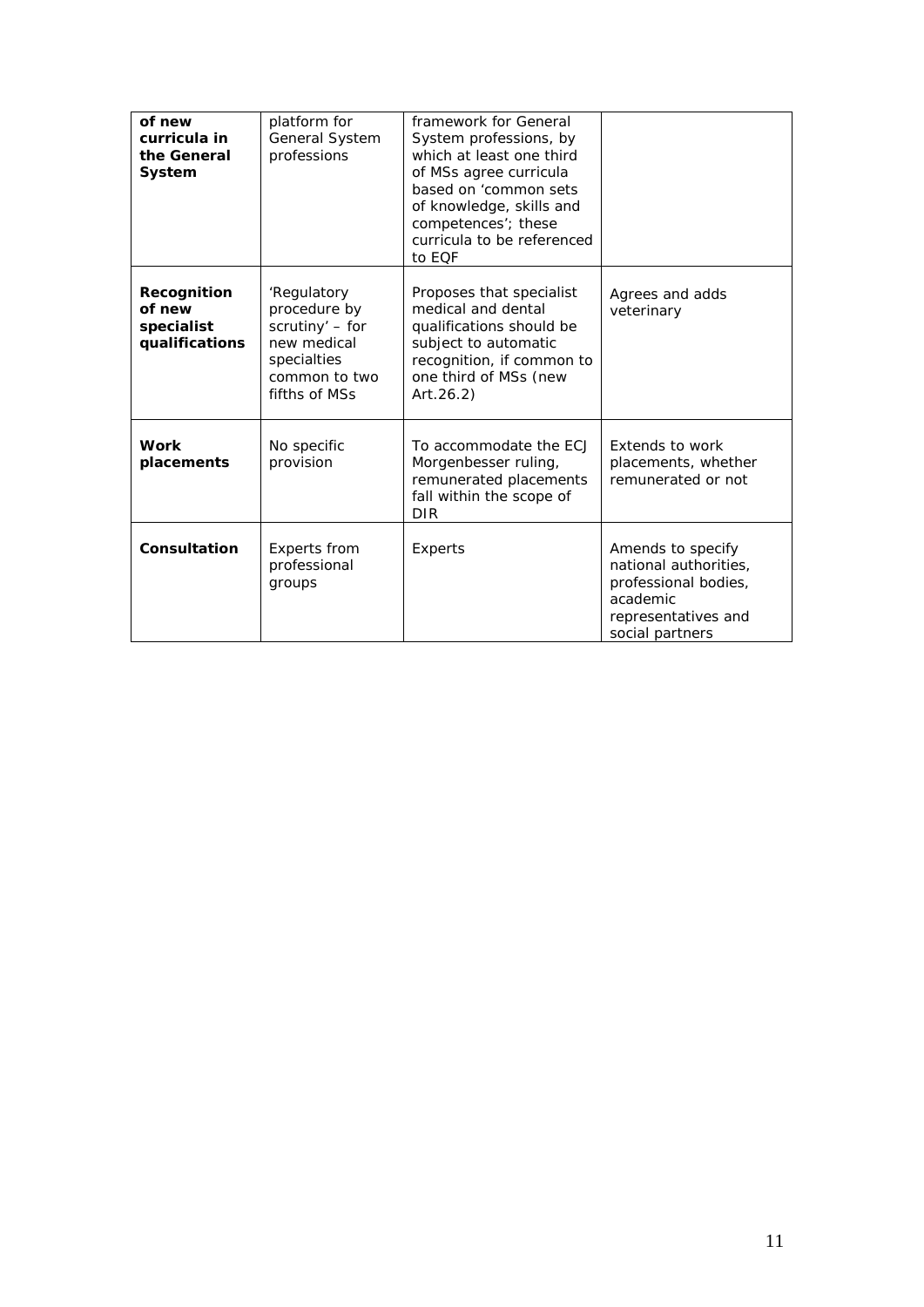| | | | |
|---|---|---|---|
| **of new curricula in the General System** | platform for General System professions | framework for General System professions, by which at least one third of MSs agree curricula based on 'common sets of knowledge, skills and competences'; these curricula to be referenced to EQF | |
| **Recognition of new specialist qualifications** | 'Regulatory procedure by scrutiny' – for new medical specialties common to two fifths of MSs | Proposes that specialist medical and dental qualifications should be subject to automatic recognition, if common to one third of MSs (new Art.26.2) | Agrees and adds veterinary |
| **Work placements** | No specific provision | To accommodate the ECJ Morgenbesser ruling, remunerated placements fall within the scope of DIR | Extends to work placements, whether remunerated or not |
| **Consultation** | Experts from professional groups | Experts | Amends to specify national authorities, professional bodies, academic representatives and social partners |